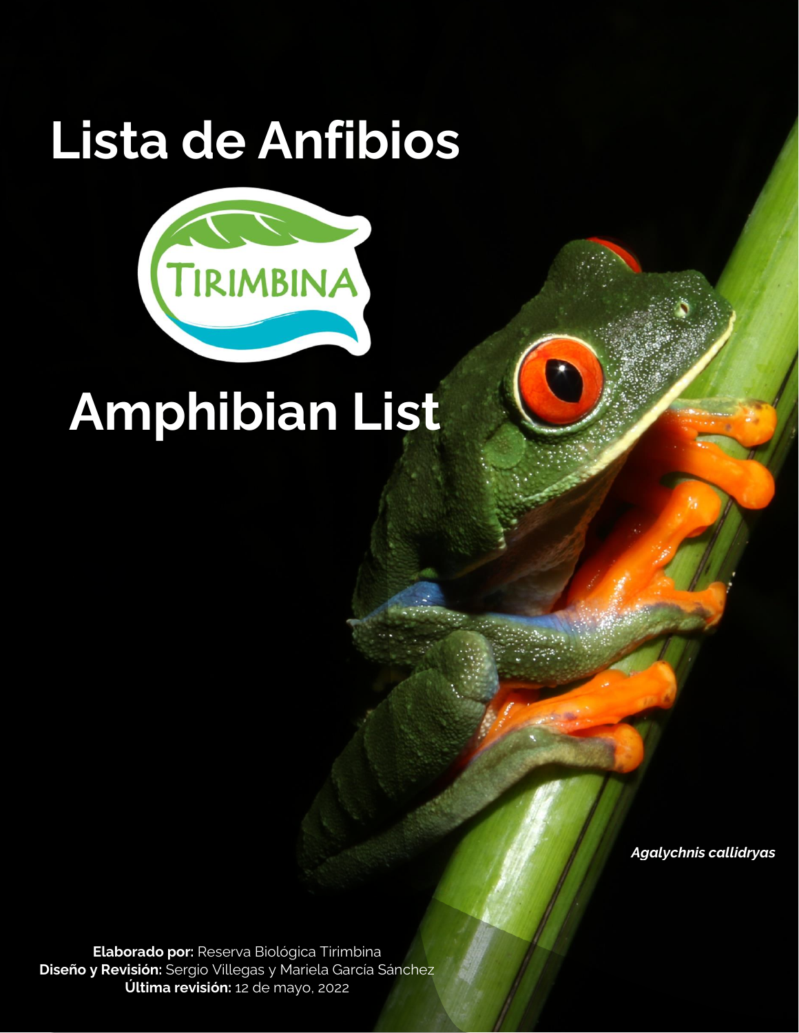# Lista de Anfibios

TIRIMBINA

# Amphibian List

*Agalychnis callidryas*

**Elaborado por:** Reserva Biológica Tirimbina
**Diseño y Revisión:** Sergio Villegas y Mariela García Sánchez
**Última revisión:** 12 de mayo, 2022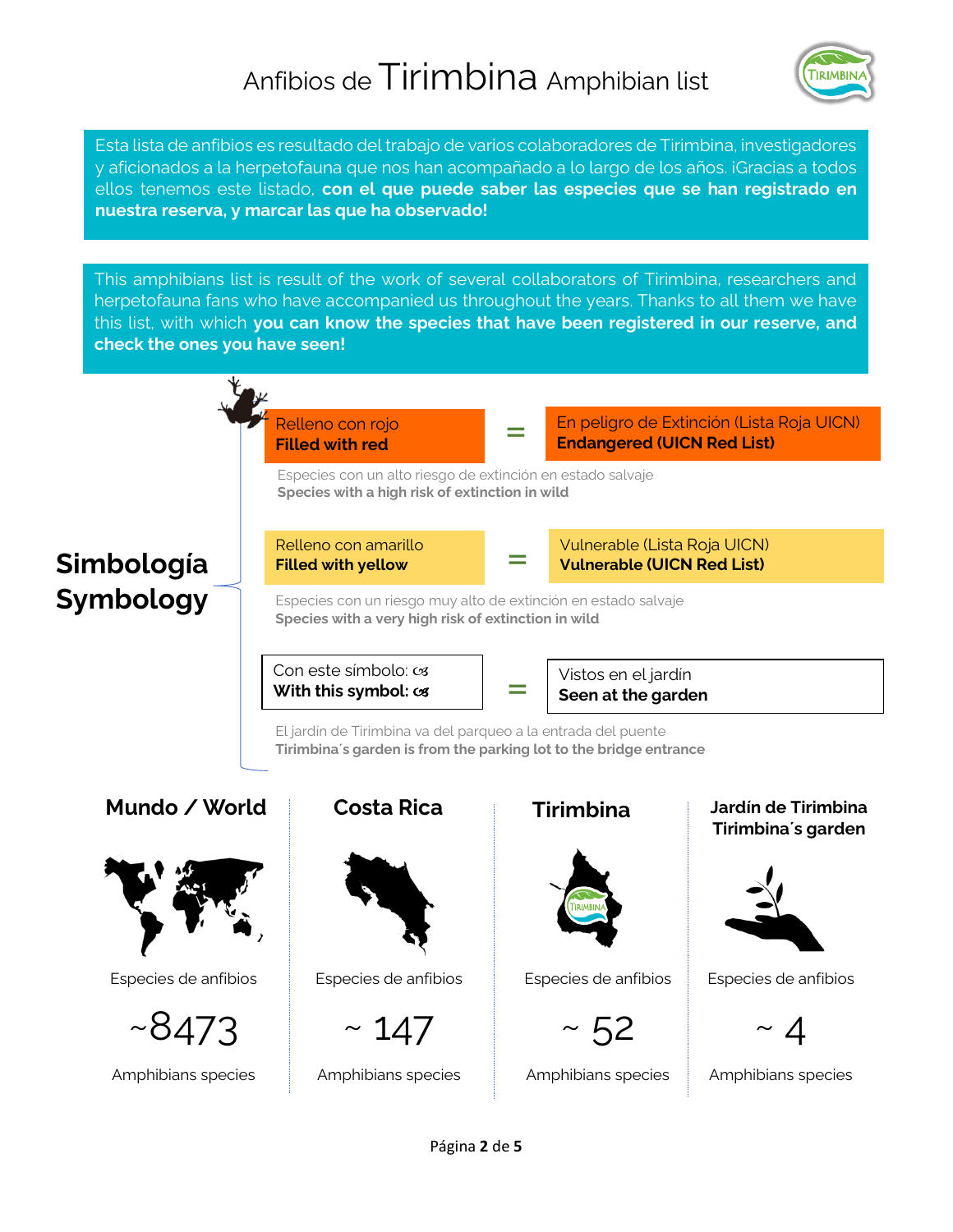# Anfibios de Tirimbina Amphibian list

Esta lista de anfibios es resultado del trabajo de varios colaboradores de Tirimbina, investigadores y aficionados a la herpetofauna que nos han acompañado a lo largo de los años. ¡Gracias a todos ellos tenemos este listado, **con el que puede saber las especies que se han registrado en nuestra reserva, y marcar las que ha observado!**

This amphibians list is result of the work of several collaborators of Tirimbina, researchers and herpetofauna fans who have accompanied us throughout the years. Thanks to all them we have this list, with which **you can know the species that have been registered in our reserve, and check the ones you have seen!**

## Simbología / Symbology

Relleno con rojo
**Filled with red**
= En peligro de Extinción (Lista Roja UICN)
**Endangered (UICN Red List)**

Especies con un alto riesgo de extinción en estado salvaje
**Species with a high risk of extinction in wild**

Relleno con amarillo
**Filled with yellow**
= Vulnerable (Lista Roja UICN)
**Vulnerable (UICN Red List)**

Especies con un riesgo muy alto de extinción en estado salvaje
**Species with a very high risk of extinction in wild**

Con este símbolo: ☙
**With this symbol: ☙**
= Vistos en el jardín
**Seen at the garden**

El jardín de Tirimbina va del parqueo a la entrada del puente
**Tirimbina´s garden is from the parking lot to the bridge entrance**

| **Mundo / World** | **Costa Rica** | **Tirimbina** | **Jardín de Tirimbina / Tirimbina´s garden** |
|---|---|---|---|
| Especies de anfibios | Especies de anfibios | Especies de anfibios | Especies de anfibios |
| ~8473 | ~ 147 | ~ 52 | ~ 4 |
| Amphibians species | Amphibians species | Amphibians species | Amphibians species |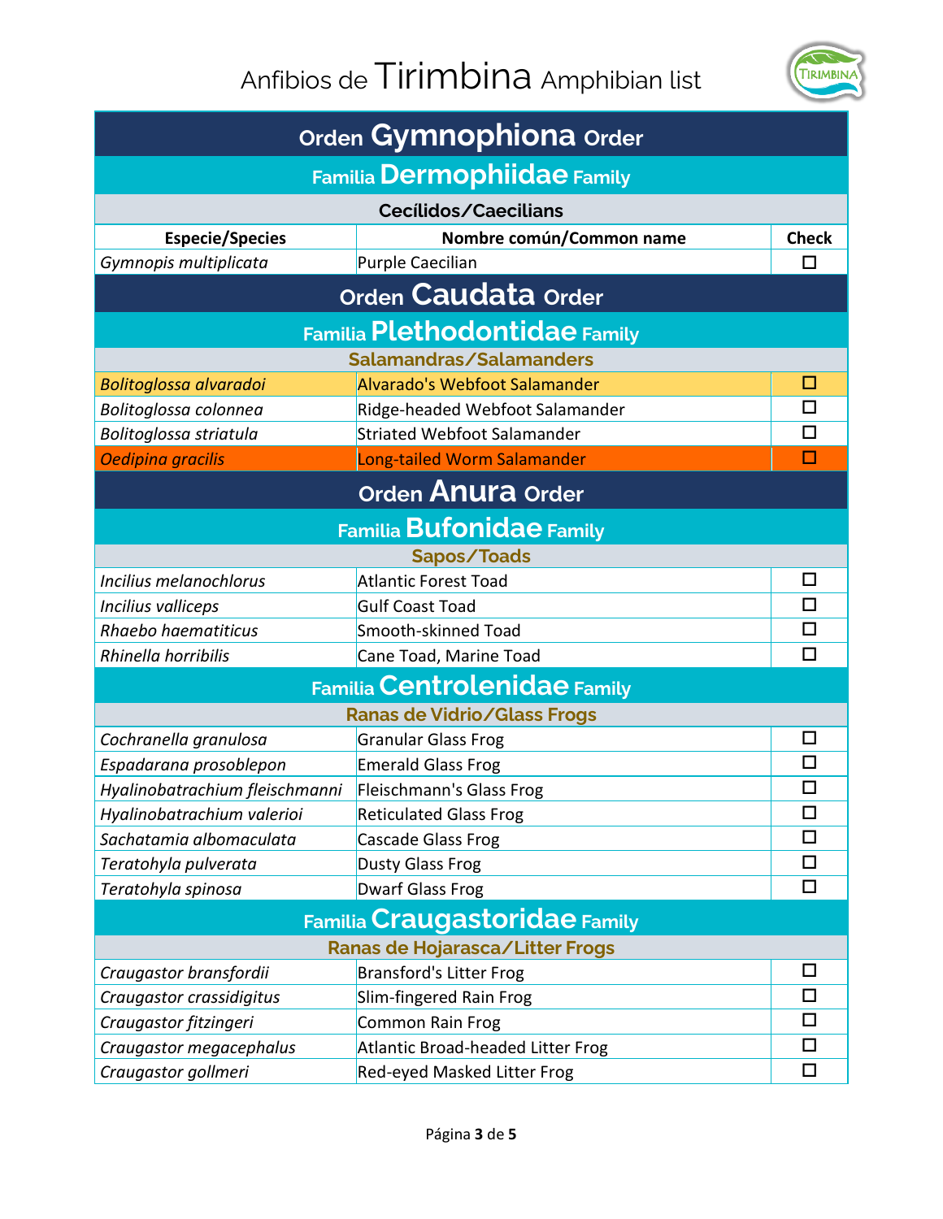# Anfibios de Tirimbina Amphibian list

## Orden Gymnophiona Order

### Familia Dermophiidae Family

#### Cecílidos/Caecilians

| Especie/Species | Nombre común/Common name | Check |
|---|---|---|
| *Gymnopis multiplicata* | Purple Caecilian | ☐ |

## Orden Caudata Order

### Familia Plethodontidae Family

#### Salamandras/Salamanders

| Especie/Species | Nombre común/Common name | Check |
|---|---|---|
| *Bolitoglossa alvaradoi* | Alvarado's Webfoot Salamander | ☐ |
| *Bolitoglossa colonnea* | Ridge-headed Webfoot Salamander | ☐ |
| *Bolitoglossa striatula* | Striated Webfoot Salamander | ☐ |
| *Oedipina gracilis* | Long-tailed Worm Salamander | ☐ |

## Orden Anura Order

### Familia Bufonidae Family

#### Sapos/Toads

| Especie/Species | Nombre común/Common name | Check |
|---|---|---|
| *Incilius melanochlorus* | Atlantic Forest Toad | ☐ |
| *Incilius valliceps* | Gulf Coast Toad | ☐ |
| *Rhaebo haematiticus* | Smooth-skinned Toad | ☐ |
| *Rhinella horribilis* | Cane Toad, Marine Toad | ☐ |

### Familia Centrolenidae Family

#### Ranas de Vidrio/Glass Frogs

| Especie/Species | Nombre común/Common name | Check |
|---|---|---|
| *Cochranella granulosa* | Granular Glass Frog | ☐ |
| *Espadarana prosoblepon* | Emerald Glass Frog | ☐ |
| *Hyalinobatrachium fleischmanni* | Fleischmann's Glass Frog | ☐ |
| *Hyalinobatrachium valerioi* | Reticulated Glass Frog | ☐ |
| *Sachatamia albomaculata* | Cascade Glass Frog | ☐ |
| *Teratohyla pulverata* | Dusty Glass Frog | ☐ |
| *Teratohyla spinosa* | Dwarf Glass Frog | ☐ |

### Familia Craugastoridae Family

#### Ranas de Hojarasca/Litter Frogs

| Especie/Species | Nombre común/Common name | Check |
|---|---|---|
| *Craugastor bransfordii* | Bransford's Litter Frog | ☐ |
| *Craugastor crassidigitus* | Slim-fingered Rain Frog | ☐ |
| *Craugastor fitzingeri* | Common Rain Frog | ☐ |
| *Craugastor megacephalus* | Atlantic Broad-headed Litter Frog | ☐ |
| *Craugastor gollmeri* | Red-eyed Masked Litter Frog | ☐ |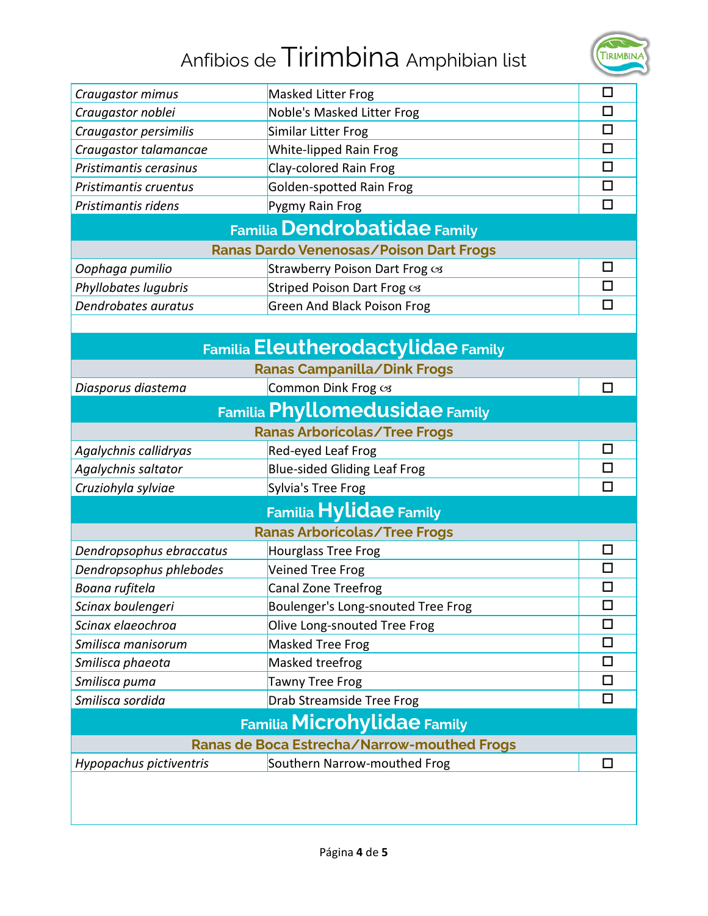| | | |
|---|---|---|
| *Craugastor mimus* | Masked Litter Frog | ☐ |
| *Craugastor noblei* | Noble's Masked Litter Frog | ☐ |
| *Craugastor persimilis* | Similar Litter Frog | ☐ |
| *Craugastor talamancae* | White-lipped Rain Frog | ☐ |
| *Pristimantis cerasinus* | Clay-colored Rain Frog | ☐ |
| *Pristimantis cruentus* | Golden-spotted Rain Frog | ☐ |
| *Pristimantis ridens* | Pygmy Rain Frog | ☐ |
| **Familia Dendrobatidae Family** | | |
| **Ranas Dardo Venenosas/Poison Dart Frogs** | | |
| *Oophaga pumilio* | Strawberry Poison Dart Frog ☙ | ☐ |
| *Phyllobates lugubris* | Striped Poison Dart Frog ☙ | ☐ |
| *Dendrobates auratus* | Green And Black Poison Frog | ☐ |
| **Familia Eleutherodactylidae Family** | | |
| **Ranas Campanilla/Dink Frogs** | | |
| *Diasporus diastema* | Common Dink Frog ☙ | ☐ |
| **Familia Phyllomedusidae Family** | | |
| **Ranas Arborícolas/Tree Frogs** | | |
| *Agalychnis callidryas* | Red-eyed Leaf Frog | ☐ |
| *Agalychnis saltator* | Blue-sided Gliding Leaf Frog | ☐ |
| *Cruziohyla sylviae* | Sylvia's Tree Frog | ☐ |
| **Familia Hylidae Family** | | |
| **Ranas Arborícolas/Tree Frogs** | | |
| *Dendropsophus ebraccatus* | Hourglass Tree Frog | ☐ |
| *Dendropsophus phlebodes* | Veined Tree Frog | ☐ |
| *Boana rufitela* | Canal Zone Treefrog | ☐ |
| *Scinax boulengeri* | Boulenger's Long-snouted Tree Frog | ☐ |
| *Scinax elaeochroa* | Olive Long-snouted Tree Frog | ☐ |
| *Smilisca manisorum* | Masked Tree Frog | ☐ |
| *Smilisca phaeota* | Masked treefrog | ☐ |
| *Smilisca puma* | Tawny Tree Frog | ☐ |
| *Smilisca sordida* | Drab Streamside Tree Frog | ☐ |
| **Familia Microhylidae Family** | | |
| **Ranas de Boca Estrecha/Narrow-mouthed Frogs** | | |
| *Hypopachus pictiventris* | Southern Narrow-mouthed Frog | ☐ |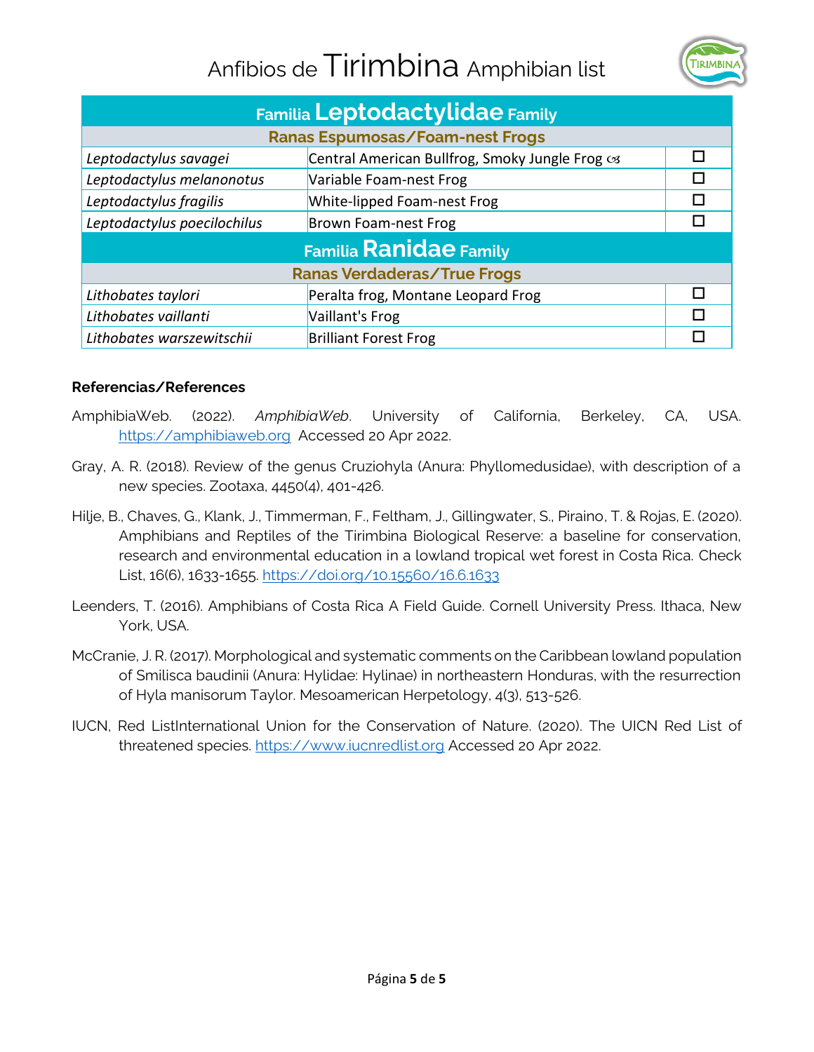| Familia **Leptodactylidae** Family | | |
|---|---|---|
| **Ranas Espumosas/Foam-nest Frogs** | | |
| *Leptodactylus savagei* | Central American Bullfrog, Smoky Jungle Frog ☙ | ☐ |
| *Leptodactylus melanonotus* | Variable Foam-nest Frog | ☐ |
| *Leptodactylus fragilis* | White-lipped Foam-nest Frog | ☐ |
| *Leptodactylus poecilochilus* | Brown Foam-nest Frog | ☐ |
| Familia **Ranidae** Family | | |
| **Ranas Verdaderas/True Frogs** | | |
| *Lithobates taylori* | Peralta frog, Montane Leopard Frog | ☐ |
| *Lithobates vaillanti* | Vaillant's Frog | ☐ |
| *Lithobates warszewitschii* | Brilliant Forest Frog | ☐ |

**Referencias/References**

AmphibiaWeb. (2022). *AmphibiaWeb*. University of California, Berkeley, CA, USA. https://amphibiaweb.org Accessed 20 Apr 2022.

Gray, A. R. (2018). Review of the genus Cruziohyla (Anura: Phyllomedusidae), with description of a new species. Zootaxa, 4450(4), 401-426.

Hilje, B., Chaves, G., Klank, J., Timmerman, F., Feltham, J., Gillingwater, S., Piraino, T. & Rojas, E. (2020). Amphibians and Reptiles of the Tirimbina Biological Reserve: a baseline for conservation, research and environmental education in a lowland tropical wet forest in Costa Rica. Check List, 16(6), 1633-1655. https://doi.org/10.15560/16.6.1633

Leenders, T. (2016). Amphibians of Costa Rica A Field Guide. Cornell University Press. Ithaca, New York, USA.

McCranie, J. R. (2017). Morphological and systematic comments on the Caribbean lowland population of Smilisca baudinii (Anura: Hylidae: Hylinae) in northeastern Honduras, with the resurrection of Hyla manisorum Taylor. Mesoamerican Herpetology, 4(3), 513-526.

IUCN, Red ListInternational Union for the Conservation of Nature. (2020). The UICN Red List of threatened species. https://www.iucnredlist.org Accessed 20 Apr 2022.